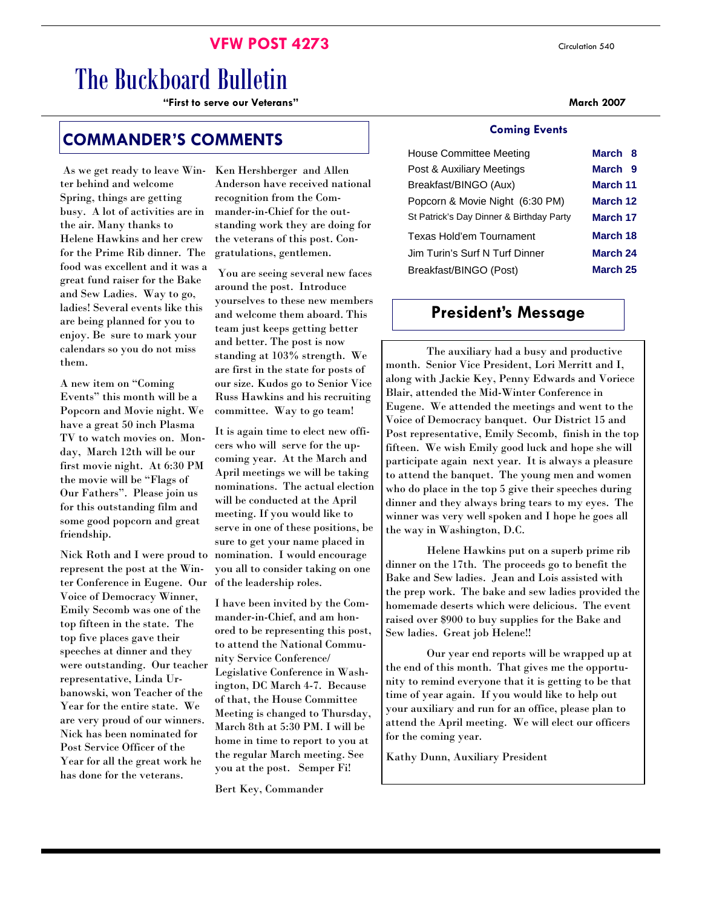**VFW POST 4273**

Circulation 540

# The Buckboard Bulletin

**"First to serve our Veterans"**

**March 2007**

## COMMANDER'S COMMENTS

As we get ready to leave Winter behind and welcome Spring, things are getting busy. A lot of activities are in the air. Many thanks to Helene Hawkins and her crew for the Prime Rib dinner. The food was excellent and it was a great fund raiser for the Bake and Sew Ladies. Way to go, ladies! Several events like this are being planned for you to enjoy. Be sure to mark your calendars so you do not miss them.

A new item on "Coming Events" this month will be a Popcorn and Movie night. We have a great 50 inch Plasma TV to watch movies on. Monday, March 12th will be our first movie night. At 6:30 PM the movie will be "Flags of Our Fathers". Please join us for this outstanding film and some good popcorn and great friendship.

Nick Roth and I were proud to represent the post at the Winter Conference in Eugene. Our Voice of Democracy Winner, Emily Secomb was one of the top fifteen in the state. The top five places gave their speeches at dinner and they were outstanding. Our teacher representative, Linda Urbanowski, won Teacher of the Year for the entire state. We are very proud of our winners. Nick has been nominated for Post Service Officer of the Year for all the great work he has done for the veterans.

Ken Hershberger and Allen Anderson have received national recognition from the Commander-in-Chief for the outstanding work they are doing for the veterans of this post. Congratulations, gentlemen.

You are seeing several new faces around the post. Introduce yourselves to these new members and welcome them aboard. This team just keeps getting better and better. The post is now standing at 103% strength. We are first in the state for posts of our size. Kudos go to Senior Vice Russ Hawkins and his recruiting committee. Way to go team!

It is again time to elect new officers who will serve for the upcoming year. At the March and April meetings we will be taking nominations. The actual election will be conducted at the April meeting. If you would like to serve in one of these positions, be sure to get your name placed in nomination. I would encourage you all to consider taking on one of the leadership roles.

I have been invited by the Commander-in-Chief, and am honored to be representing this post, to attend the National Community Service Conference/ Legislative Conference in Washington, DC March 4-7. Because of that, the House Committee Meeting is changed to Thursday, March 8th at 5:30 PM. I will be home in time to report to you at the regular March meeting. See you at the post. Semper Fi!

Bert Key, Commander

### Coming Events

| Event | Date |
| --- | --- |
| House Committee Meeting | **March 8** |
| Post & Auxiliary Meetings | **March 9** |
| Breakfast/BINGO (Aux) | **March 11** |
| Popcorn & Movie Night (6:30 PM) | **March 12** |
| St Patrick's Day Dinner & Birthday Party | **March 17** |
| Texas Hold'em Tournament | **March 18** |
| Jim Turin's Surf N Turf Dinner | **March 24** |
| Breakfast/BINGO (Post) | **March 25** |

## President's Message

The auxiliary had a busy and productive month. Senior Vice President, Lori Merritt and I, along with Jackie Key, Penny Edwards and Voriece Blair, attended the Mid-Winter Conference in Eugene. We attended the meetings and went to the Voice of Democracy banquet. Our District 15 and Post representative, Emily Secomb, finish in the top fifteen. We wish Emily good luck and hope she will participate again next year. It is always a pleasure to attend the banquet. The young men and women who do place in the top 5 give their speeches during dinner and they always bring tears to my eyes. The winner was very well spoken and I hope he goes all the way in Washington, D.C.

Helene Hawkins put on a superb prime rib dinner on the 17th. The proceeds go to benefit the Bake and Sew ladies. Jean and Lois assisted with the prep work. The bake and sew ladies provided the homemade deserts which were delicious. The event raised over $900 to buy supplies for the Bake and Sew ladies. Great job Helene!!

Our year end reports will be wrapped up at the end of this month. That gives me the opportunity to remind everyone that it is getting to be that time of year again. If you would like to help out your auxiliary and run for an office, please plan to attend the April meeting. We will elect our officers for the coming year.

Kathy Dunn, Auxiliary President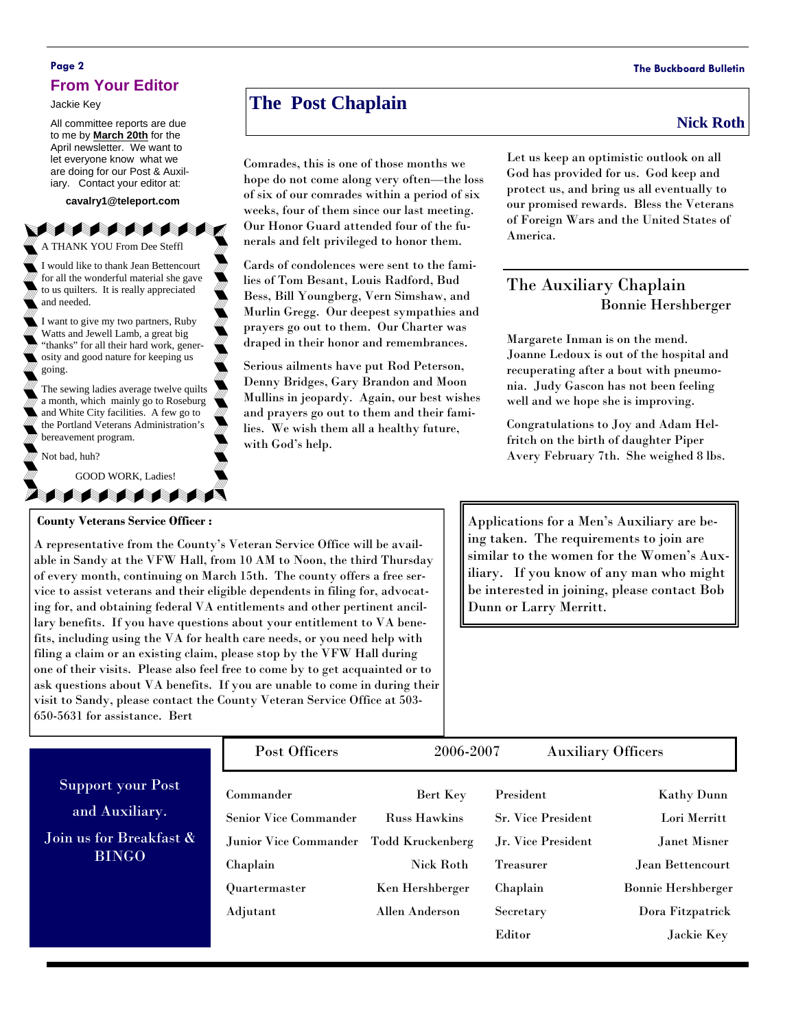## From Your Editor

Jackie Key

All committee reports are due to me by **March 20th** for the April newsletter. We want to let everyone know what we are doing for our Post & Auxiliary. Contact your editor at:

**cavalry1@teleport.com**

A THANK YOU From Dee Steffl

I would like to thank Jean Bettencourt for all the wonderful material she gave to us quilters. It is really appreciated and needed.

I want to give my two partners, Ruby Watts and Jewell Lamb, a great big "thanks" for all their hard work, generosity and good nature for keeping us going.

The sewing ladies average twelve quilts a month, which mainly go to Roseburg and White City facilities. A few go to the Portland Veterans Administration's bereavement program.

Not bad, huh?

GOOD WORK, Ladies!

## The Post Chaplain

**Nick Roth**

Comrades, this is one of those months we hope do not come along very often—the loss of six of our comrades within a period of six weeks, four of them since our last meeting. Our Honor Guard attended four of the funerals and felt privileged to honor them.

Cards of condolences were sent to the families of Tom Besant, Louis Radford, Bud Bess, Bill Youngberg, Vern Simshaw, and Murlin Gregg. Our deepest sympathies and prayers go out to them. Our Charter was draped in their honor and remembrances.

Serious ailments have put Rod Peterson, Denny Bridges, Gary Brandon and Moon Mullins in jeopardy. Again, our best wishes and prayers go out to them and their families. We wish them all a healthy future, with God's help.

Let us keep an optimistic outlook on all God has provided for us. God keep and protect us, and bring us all eventually to our promised rewards. Bless the Veterans of Foreign Wars and the United States of America.

## The Auxiliary Chaplain

Bonnie Hershberger

Margarete Inman is on the mend. Joanne Ledoux is out of the hospital and recuperating after a bout with pneumonia. Judy Gascon has not been feeling well and we hope she is improving.

Congratulations to Joy and Adam Helfritch on the birth of daughter Piper Avery February 7th. She weighed 8 lbs.

**County Veterans Service Officer :**

A representative from the County's Veteran Service Office will be available in Sandy at the VFW Hall, from 10 AM to Noon, the third Thursday of every month, continuing on March 15th. The county offers a free service to assist veterans and their eligible dependents in filing for, advocating for, and obtaining federal VA entitlements and other pertinent ancillary benefits. If you have questions about your entitlement to VA benefits, including using the VA for health care needs, or you need help with filing a claim or an existing claim, please stop by the VFW Hall during one of their visits. Please also feel free to come by to get acquainted or to ask questions about VA benefits. If you are unable to come in during their visit to Sandy, please contact the County Veteran Service Office at 503-650-5631 for assistance. Bert

Applications for a Men's Auxiliary are being taken. The requirements to join are similar to the women for the Women's Auxiliary. If you know of any man who might be interested in joining, please contact Bob Dunn or Larry Merritt.

Support your Post and Auxiliary.

Join us for Breakfast & BINGO

| Post Officers | 2006-2007 | Auxiliary Officers | |
|---|---|---|---|
| Commander | Bert Key | President | Kathy Dunn |
| Senior Vice Commander | Russ Hawkins | Sr. Vice President | Lori Merritt |
| Junior Vice Commander | Todd Kruckenberg | Jr. Vice President | Janet Misner |
| Chaplain | Nick Roth | Treasurer | Jean Bettencourt |
| Quartermaster | Ken Hershberger | Chaplain | Bonnie Hershberger |
| Adjutant | Allen Anderson | Secretary | Dora Fitzpatrick |
| | | Editor | Jackie Key |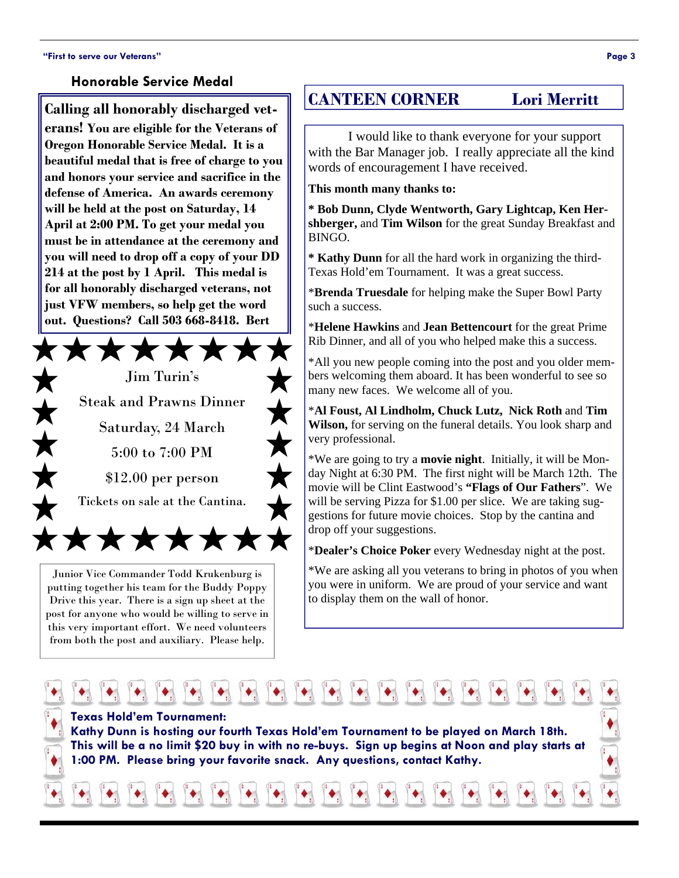## Honorable Service Medal

**Calling all honorably discharged veterans! You are eligible for the Veterans of Oregon Honorable Service Medal. It is a beautiful medal that is free of charge to you and honors your service and sacrifice in the defense of America. An awards ceremony will be held at the post on Saturday, 14 April at 2:00 PM. To get your medal you must be in attendance at the ceremony and you will need to drop off a copy of your DD 214 at the post by 1 April. This medal is for all honorably discharged veterans, not just VFW members, so help get the word out. Questions? Call 503 668-8418. Bert**

Jim Turin's

Steak and Prawns Dinner

Saturday, 24 March

5:00 to 7:00 PM

$12.00 per person

Tickets on sale at the Cantina.

Junior Vice Commander Todd Krukenburg is putting together his team for the Buddy Poppy Drive this year. There is a sign up sheet at the post for anyone who would be willing to serve in this very important effort. We need volunteers from both the post and auxiliary. Please help.

## CANTEEN CORNER — Lori Merritt

I would like to thank everyone for your support with the Bar Manager job. I really appreciate all the kind words of encouragement I have received.

**This month many thanks to:**

**\* Bob Dunn, Clyde Wentworth, Gary Lightcap, Ken Hershberger,** and **Tim Wilson** for the great Sunday Breakfast and BINGO.

**\* Kathy Dunn** for all the hard work in organizing the third-Texas Hold'em Tournament. It was a great success.

\***Brenda Truesdale** for helping make the Super Bowl Party such a success.

\***Helene Hawkins** and **Jean Bettencourt** for the great Prime Rib Dinner, and all of you who helped make this a success.

\*All you new people coming into the post and you older members welcoming them aboard. It has been wonderful to see so many new faces. We welcome all of you.

\***Al Foust, Al Lindholm, Chuck Lutz, Nick Roth** and **Tim Wilson,** for serving on the funeral details. You look sharp and very professional.

\*We are going to try a **movie night**. Initially, it will be Monday Night at 6:30 PM. The first night will be March 12th. The movie will be Clint Eastwood's **"Flags of Our Fathers**". We will be serving Pizza for $1.00 per slice. We are taking suggestions for future movie choices. Stop by the cantina and drop off your suggestions.

\***Dealer's Choice Poker** every Wednesday night at the post.

\*We are asking all you veterans to bring in photos of you when you were in uniform. We are proud of your service and want to display them on the wall of honor.

**Texas Hold'em Tournament:**
**Kathy Dunn is hosting our fourth Texas Hold'em Tournament to be played on March 18th. This will be a no limit $20 buy in with no re-buys. Sign up begins at Noon and play starts at 1:00 PM. Please bring your favorite snack. Any questions, contact Kathy.**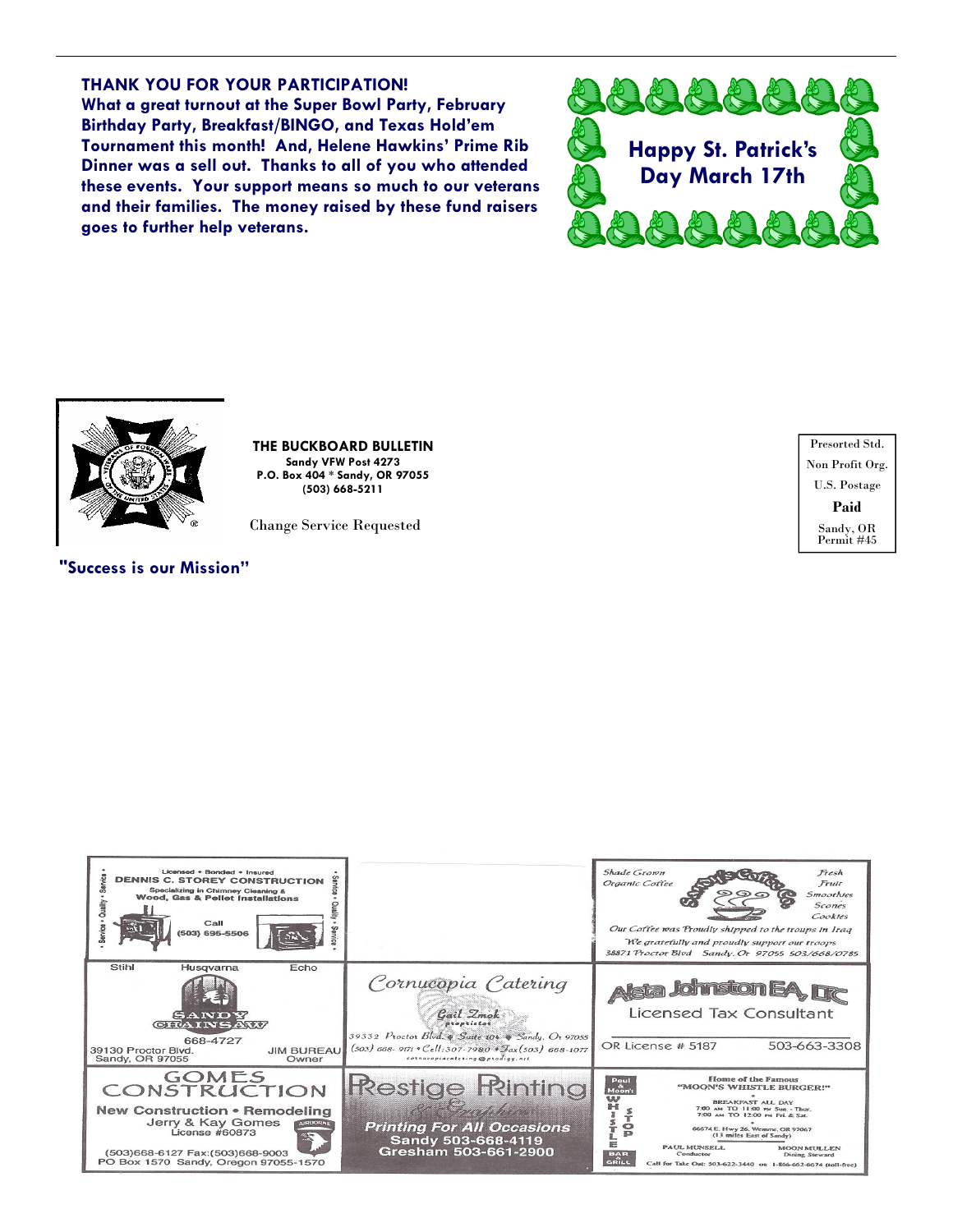**THANK YOU FOR YOUR PARTICIPATION!**
**What a great turnout at the Super Bowl Party, February Birthday Party, Breakfast/BINGO, and Texas Hold'em Tournament this month! And, Helene Hawkins' Prime Rib Dinner was a sell out. Thanks to all of you who attended these events. Your support means so much to our veterans and their families. The money raised by these fund raisers goes to further help veterans.**

**Happy St. Patrick's Day March 17th**

**THE BUCKBOARD BULLETIN**
**Sandy VFW Post 4273**
**P.O. Box 404 * Sandy, OR 97055**
**(503) 668-5211**

Change Service Requested

Presorted Std.
Non Profit Org.
U.S. Postage
**Paid**
Sandy, OR
Permit #45

**"Success is our Mission"**

Licensed • Bonded • Insured
**DENNIS C. STOREY CONSTRUCTION**
Specializing in Chimney Cleaning & Wood, Gas & Pellet Installations
Call (503) 695-5506
• Service • Quality • Service •

*Shade Grown Organic Coffee*
Sandy's Coffee Co.
*Fresh Fruit Smoothies Scones Cookies*
*Our Coffee was Proudly shipped to the troops in Iraq*
*We gratefully and proudly support our troops*
*38871 Proctor Blvd Sandy, Or 97055 503/668/0785*

Stihl Husqvarna Echo
SANDY CHAINSAW
668-4727
39130 Proctor Blvd. Sandy, OR 97055
JIM BUREAU Owner

*Cornucopia Catering*
*Gail Zmok* proprietor
39332 Proctor Blvd. ♦ Suite 104 ♦ Sandy, Or 97055
(503) 668-9171 • Cell: 307-7980 • Fax (503) 668-1077
cornucopiacatering@prodigy.net

Aleta Johnston EA, LLC
Licensed Tax Consultant
OR License # 5187 503-663-3308

GOMES CONSTRUCTION
New Construction • Remodeling
Jerry & Kay Gomes
License #60873
(503)668-6127 Fax:(503)668-9003
PO Box 1570 Sandy, Oregon 97055-1570

Prestige Printing & Graphics
Printing For All Occasions
Sandy 503-668-4119
Gresham 503-661-2900

Paul & Moon's WHISTLE STOP BAR & GRILL
Home of the Famous "MOON'S WHISTLE BURGER!"
BREAKFAST ALL DAY
7:00 AM TO 11:00 PM Sun. - Thur.
7:00 AM TO 12:00 PM Fri. & Sat.
66674 E. Hwy 26, Wemme, OR 97067
(13 miles East of Sandy)
PAUL MUNSELL Conductor
MOON MULLEN Dining Steward
Call for Take Out: 503-622-3440 OR 1-866-662-6674 (toll-free)